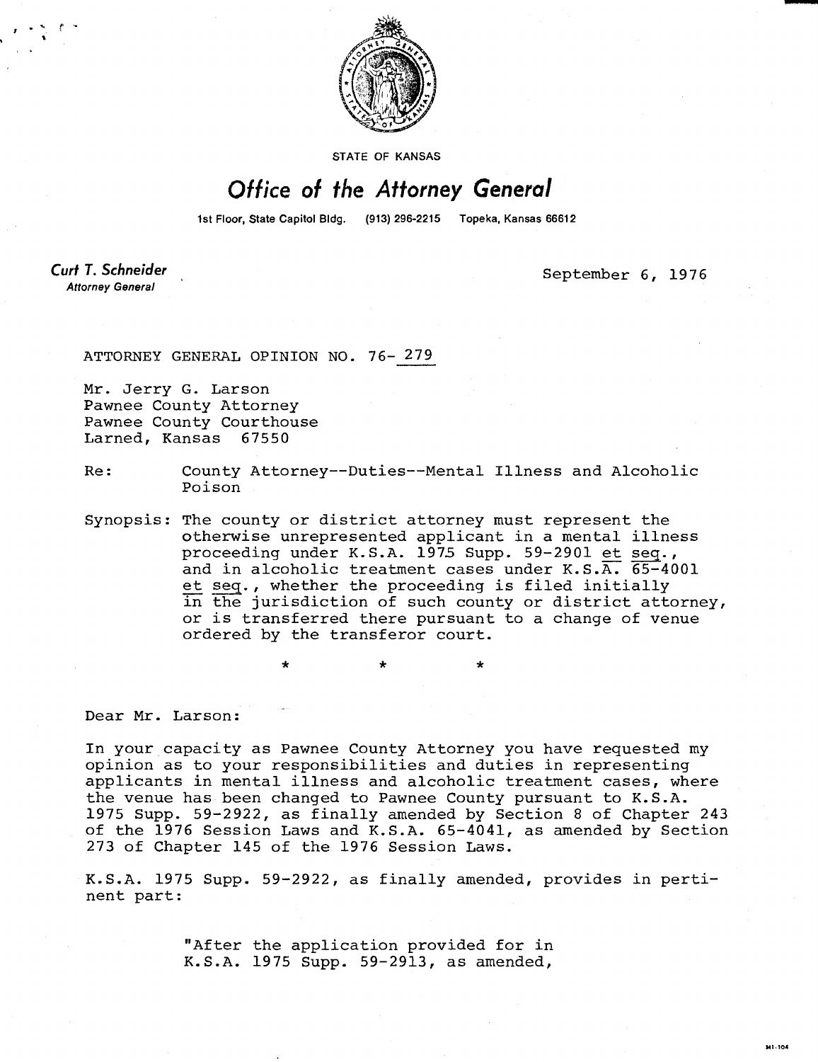STATE OF KANSAS

# Office of the Attorney General

1st Floor, State Capitol Bldg. (913) 296-2215 Topeka, Kansas 66612

**Curt T. Schneider**
*Attorney General*

September 6, 1976

ATTORNEY GENERAL OPINION NO. 76-279

Mr. Jerry G. Larson
Pawnee County Attorney
Pawnee County Courthouse
Larned, Kansas 67550

Re: County Attorney--Duties--Mental Illness and Alcoholic Poison

Synopsis: The county or district attorney must represent the otherwise unrepresented applicant in a mental illness proceeding under K.S.A. 1975 Supp. 59-2901 et seq., and in alcoholic treatment cases under K.S.A. 65-4001 et seq., whether the proceeding is filed initially in the jurisdiction of such county or district attorney, or is transferred there pursuant to a change of venue ordered by the transferor court.

\* \* \*

Dear Mr. Larson:

In your capacity as Pawnee County Attorney you have requested my opinion as to your responsibilities and duties in representing applicants in mental illness and alcoholic treatment cases, where the venue has been changed to Pawnee County pursuant to K.S.A. 1975 Supp. 59-2922, as finally amended by Section 8 of Chapter 243 of the 1976 Session Laws and K.S.A. 65-4041, as amended by Section 273 of Chapter 145 of the 1976 Session Laws.

K.S.A. 1975 Supp. 59-2922, as finally amended, provides in pertinent part:

> "After the application provided for in K.S.A. 1975 Supp. 59-2913, as amended,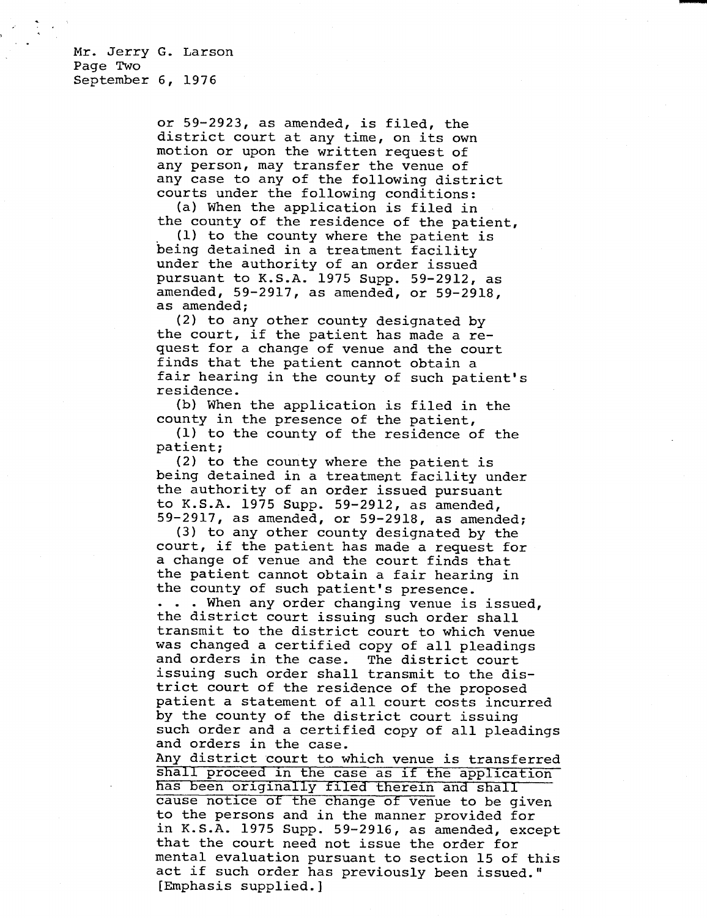Mr. Jerry G. Larson
Page Two
September 6, 1976

or 59-2923, as amended, is filed, the district court at any time, on its own motion or upon the written request of any person, may transfer the venue of any case to any of the following district courts under the following conditions:

(a) When the application is filed in the county of the residence of the patient,

(1) to the county where the patient is being detained in a treatment facility under the authority of an order issued pursuant to K.S.A. 1975 Supp. 59-2912, as amended, 59-2917, as amended, or 59-2918, as amended;

(2) to any other county designated by the court, if the patient has made a request for a change of venue and the court finds that the patient cannot obtain a fair hearing in the county of such patient's residence.

(b) When the application is filed in the county in the presence of the patient,

(1) to the county of the residence of the patient;

(2) to the county where the patient is being detained in a treatment facility under the authority of an order issued pursuant to K.S.A. 1975 Supp. 59-2912, as amended, 59-2917, as amended, or 59-2918, as amended;

(3) to any other county designated by the court, if the patient has made a request for a change of venue and the court finds that the patient cannot obtain a fair hearing in the county of such patient's presence.

. . . When any order changing venue is issued, the district court issuing such order shall transmit to the district court to which venue was changed a certified copy of all pleadings and orders in the case. The district court issuing such order shall transmit to the district court of the residence of the proposed patient a statement of all court costs incurred by the county of the district court issuing such order and a certified copy of all pleadings and orders in the case.

Any district court to which venue is transferred shall proceed in the case as if the application has been originally filed therein and shall cause notice of the change of venue to be given to the persons and in the manner provided for in K.S.A. 1975 Supp. 59-2916, as amended, except that the court need not issue the order for mental evaluation pursuant to section 15 of this act if such order has previously been issued." [Emphasis supplied.]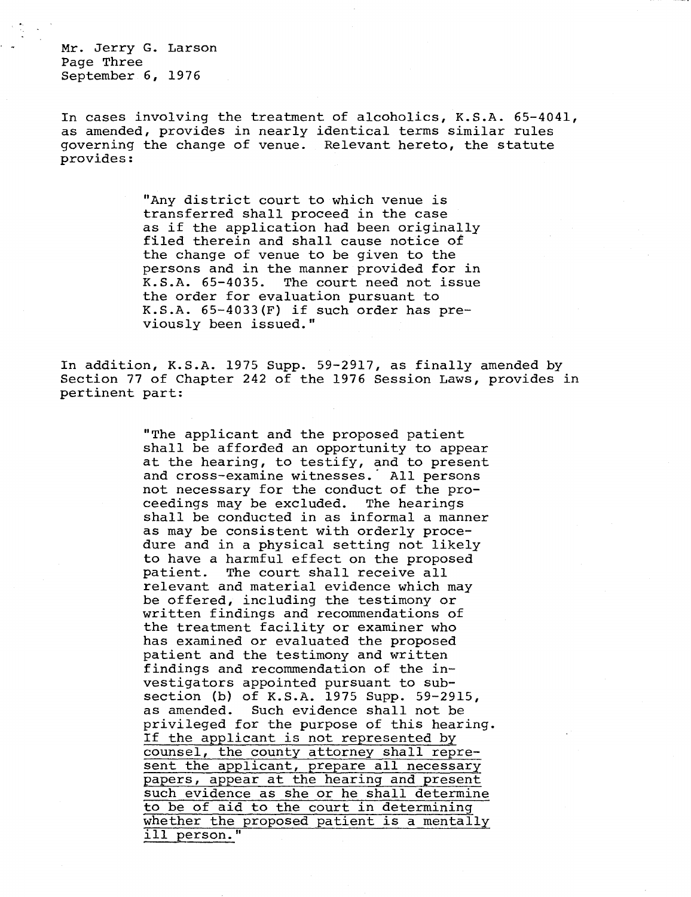In cases involving the treatment of alcoholics, K.S.A. 65-4041, as amended, provides in nearly identical terms similar rules governing the change of venue. Relevant hereto, the statute provides:

> "Any district court to which venue is transferred shall proceed in the case as if the application had been originally filed therein and shall cause notice of the change of venue to be given to the persons and in the manner provided for in K.S.A. 65-4035. The court need not issue the order for evaluation pursuant to K.S.A. 65-4033(F) if such order has previously been issued."

In addition, K.S.A. 1975 Supp. 59-2917, as finally amended by Section 77 of Chapter 242 of the 1976 Session Laws, provides in pertinent part:

> "The applicant and the proposed patient shall be afforded an opportunity to appear at the hearing, to testify, and to present and cross-examine witnesses. All persons not necessary for the conduct of the proceedings may be excluded. The hearings shall be conducted in as informal a manner as may be consistent with orderly procedure and in a physical setting not likely to have a harmful effect on the proposed patient. The court shall receive all relevant and material evidence which may be offered, including the testimony or written findings and recommendations of the treatment facility or examiner who has examined or evaluated the proposed patient and the testimony and written findings and recommendation of the investigators appointed pursuant to subsection (b) of K.S.A. 1975 Supp. 59-2915, as amended. Such evidence shall not be privileged for the purpose of this hearing. <u>If the applicant is not represented by counsel, the county attorney shall represent the applicant, prepare all necessary papers, appear at the hearing and present such evidence as she or he shall determine to be of aid to the court in determining whether the proposed patient is a mentally ill person."</u>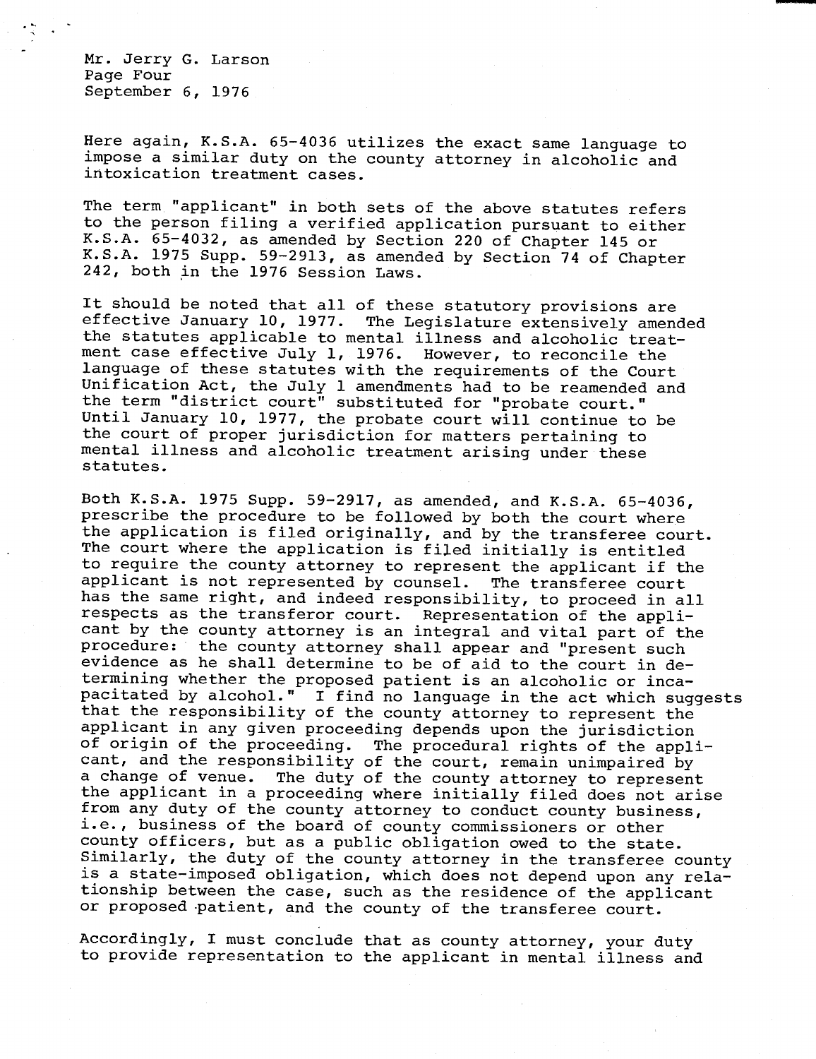Here again, K.S.A. 65-4036 utilizes the exact same language to impose a similar duty on the county attorney in alcoholic and intoxication treatment cases.

The term "applicant" in both sets of the above statutes refers to the person filing a verified application pursuant to either K.S.A. 65-4032, as amended by Section 220 of Chapter 145 or K.S.A. 1975 Supp. 59-2913, as amended by Section 74 of Chapter 242, both in the 1976 Session Laws.

It should be noted that all of these statutory provisions are effective January 10, 1977. The Legislature extensively amended the statutes applicable to mental illness and alcoholic treatment case effective July 1, 1976. However, to reconcile the language of these statutes with the requirements of the Court Unification Act, the July 1 amendments had to be reamended and the term "district court" substituted for "probate court." Until January 10, 1977, the probate court will continue to be the court of proper jurisdiction for matters pertaining to mental illness and alcoholic treatment arising under these statutes.

Both K.S.A. 1975 Supp. 59-2917, as amended, and K.S.A. 65-4036, prescribe the procedure to be followed by both the court where the application is filed originally, and by the transferee court. The court where the application is filed initially is entitled to require the county attorney to represent the applicant if the applicant is not represented by counsel. The transferee court has the same right, and indeed responsibility, to proceed in all respects as the transferor court. Representation of the applicant by the county attorney is an integral and vital part of the procedure: the county attorney shall appear and "present such evidence as he shall determine to be of aid to the court in determining whether the proposed patient is an alcoholic or incapacitated by alcohol." I find no language in the act which suggests that the responsibility of the county attorney to represent the applicant in any given proceeding depends upon the jurisdiction of origin of the proceeding. The procedural rights of the applicant, and the responsibility of the court, remain unimpaired by a change of venue. The duty of the county attorney to represent the applicant in a proceeding where initially filed does not arise from any duty of the county attorney to conduct county business, i.e., business of the board of county commissioners or other county officers, but as a public obligation owed to the state. Similarly, the duty of the county attorney in the transferee county is a state-imposed obligation, which does not depend upon any relationship between the case, such as the residence of the applicant or proposed patient, and the county of the transferee court.

Accordingly, I must conclude that as county attorney, your duty to provide representation to the applicant in mental illness and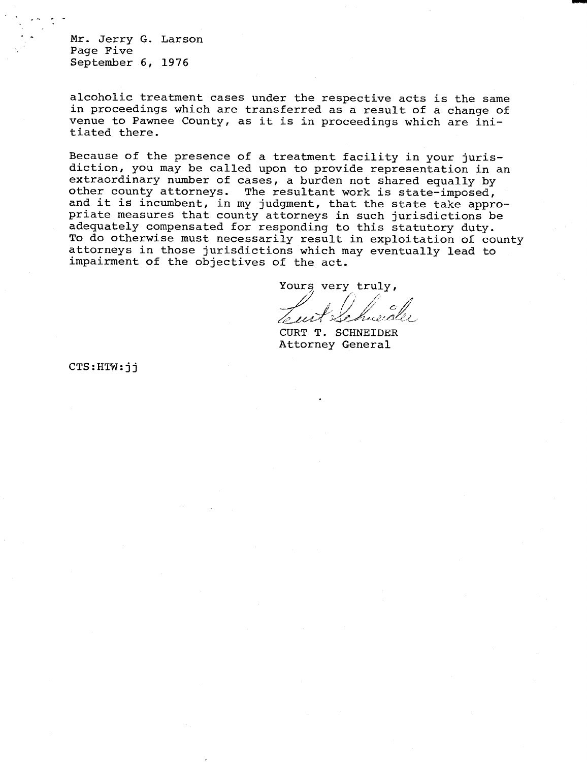alcoholic treatment cases under the respective acts is the same in proceedings which are transferred as a result of a change of venue to Pawnee County, as it is in proceedings which are initiated there.

Because of the presence of a treatment facility in your jurisdiction, you may be called upon to provide representation in an extraordinary number of cases, a burden not shared equally by other county attorneys. The resultant work is state-imposed, and it is incumbent, in my judgment, that the state take appropriate measures that county attorneys in such jurisdictions be adequately compensated for responding to this statutory duty. To do otherwise must necessarily result in exploitation of county attorneys in those jurisdictions which may eventually lead to impairment of the objectives of the act.

Yours very truly,

Curt Schneider

CURT T. SCHNEIDER
Attorney General

CTS:HTW:jj